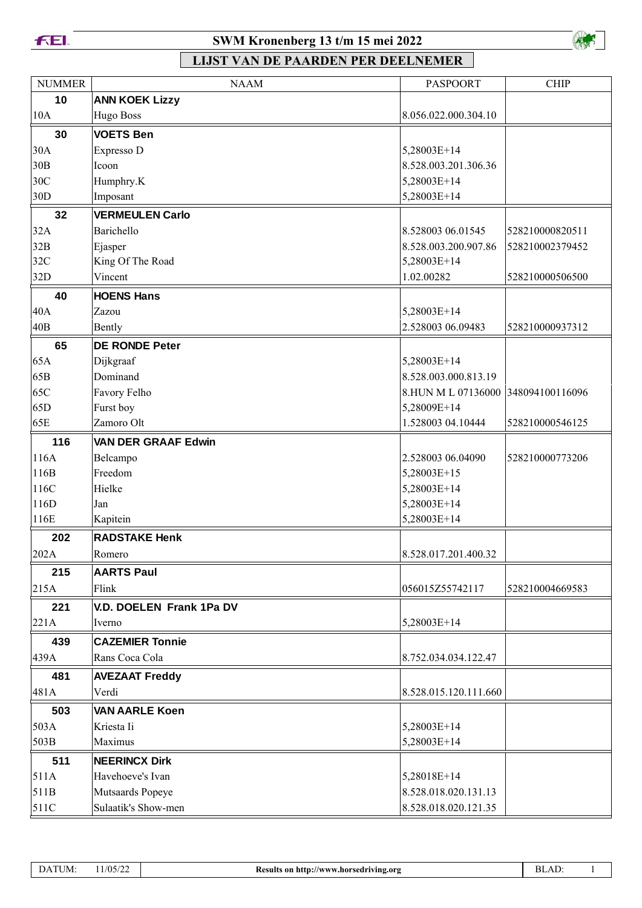# SWM Kronenberg 13 t/m 15 mei 2022

## LIJST VAN DE PAARDEN PER DEELNEMER

| NUMMER | NAAM | PASPOORT | CHIP |
|---|---|---|---|
| **10** | **ANN KOEK Lizzy** | | |
| 10A | Hugo Boss | 8.056.022.000.304.10 | |
| **30** | **VOETS Ben** | | |
| 30A | Expresso D | 5,28003E+14 | |
| 30B | Icoon | 8.528.003.201.306.36 | |
| 30C | Humphry.K | 5,28003E+14 | |
| 30D | Imposant | 5,28003E+14 | |
| **32** | **VERMEULEN Carlo** | | |
| 32A | Barichello | 8.528003 06.01545 | 528210000820511 |
| 32B | Ejasper | 8.528.003.200.907.86 | 528210002379452 |
| 32C | King Of The Road | 5,28003E+14 | |
| 32D | Vincent | 1.02.00282 | 528210000506500 |
| **40** | **HOENS Hans** | | |
| 40A | Zazou | 5,28003E+14 | |
| 40B | Bently | 2.528003 06.09483 | 528210000937312 |
| **65** | **DE RONDE Peter** | | |
| 65A | Dijkgraaf | 5,28003E+14 | |
| 65B | Dominand | 8.528.003.000.813.19 | |
| 65C | Favory Felho | 8.HUN M L 07136000 | 348094100116096 |
| 65D | Furst boy | 5,28009E+14 | |
| 65E | Zamoro Olt | 1.528003 04.10444 | 528210000546125 |
| **116** | **VAN DER GRAAF Edwin** | | |
| 116A | Belcampo | 2.528003 06.04090 | 528210000773206 |
| 116B | Freedom | 5,28003E+15 | |
| 116C | Hielke | 5,28003E+14 | |
| 116D | Jan | 5,28003E+14 | |
| 116E | Kapitein | 5,28003E+14 | |
| **202** | **RADSTAKE Henk** | | |
| 202A | Romero | 8.528.017.201.400.32 | |
| **215** | **AARTS Paul** | | |
| 215A | Flink | 056015Z55742117 | 528210004669583 |
| **221** | **V.D. DOELEN Frank 1Pa DV** | | |
| 221A | Iverno | 5,28003E+14 | |
| **439** | **CAZEMIER Tonnie** | | |
| 439A | Rans Coca Cola | 8.752.034.034.122.47 | |
| **481** | **AVEZAAT Freddy** | | |
| 481A | Verdi | 8.528.015.120.111.660 | |
| **503** | **VAN AARLE Koen** | | |
| 503A | Kriesta Ii | 5,28003E+14 | |
| 503B | Maximus | 5,28003E+14 | |
| **511** | **NEERINCX Dirk** | | |
| 511A | Havehoeve's Ivan | 5,28018E+14 | |
| 511B | Mutsaards Popeye | 8.528.018.020.131.13 | |
| 511C | Sulaatik's Show-men | 8.528.018.020.121.35 | |

DATUM: 11/05/22 | Results on http://www.horsedriving.org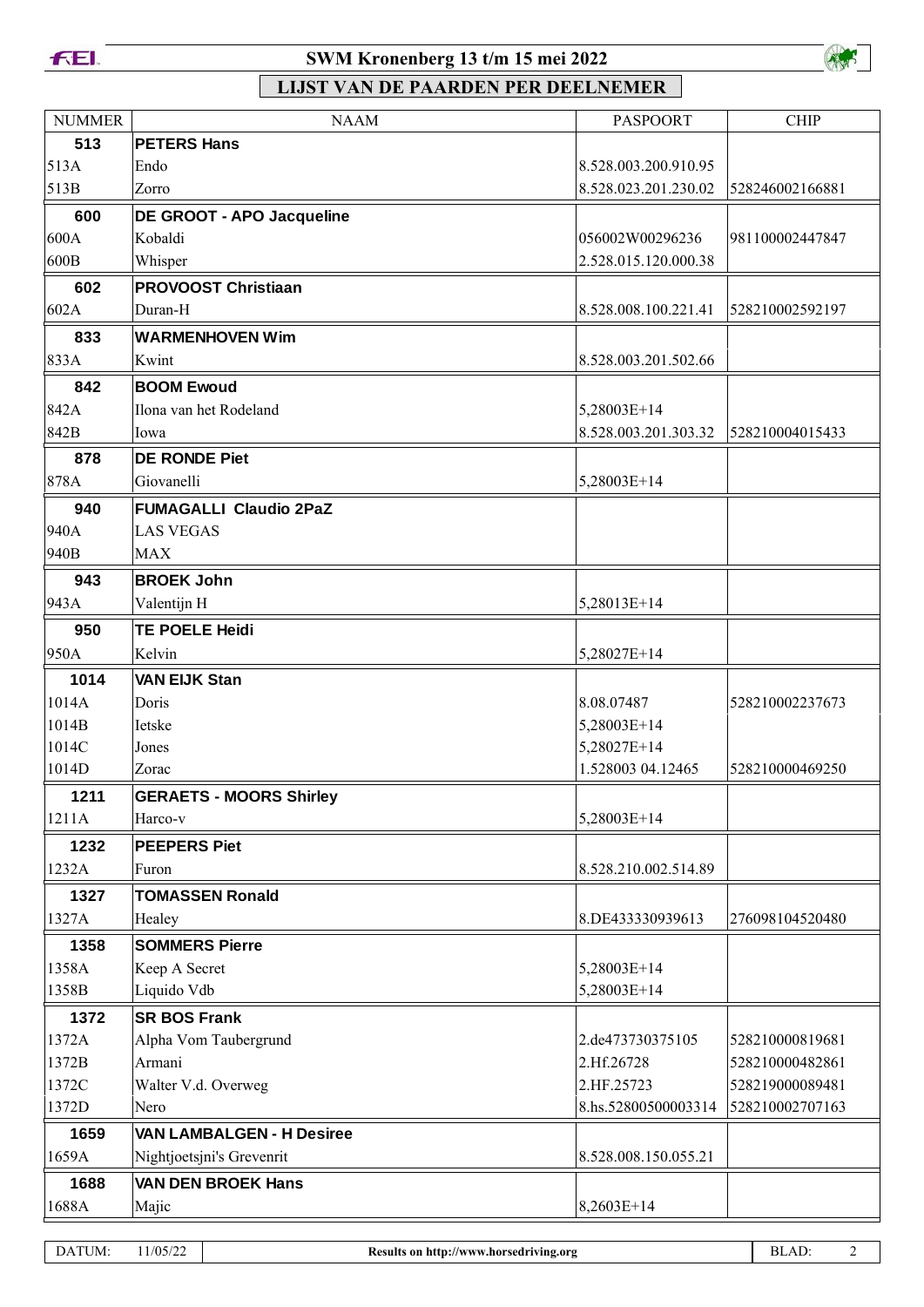# SWM Kronenberg 13 t/m 15 mei 2022

## LIJST VAN DE PAARDEN PER DEELNEMER

| NUMMER | NAAM | PASPOORT | CHIP |
|---|---|---|---|
| **513** | **PETERS Hans** | | |
| 513A | Endo | 8.528.003.200.910.95 | |
| 513B | Zorro | 8.528.023.201.230.02 | 528246002166881 |
| **600** | **DE GROOT - APO Jacqueline** | | |
| 600A | Kobaldi | 056002W00296236 | 981100002447847 |
| 600B | Whisper | 2.528.015.120.000.38 | |
| **602** | **PROVOOST Christiaan** | | |
| 602A | Duran-H | 8.528.008.100.221.41 | 528210002592197 |
| **833** | **WARMENHOVEN Wim** | | |
| 833A | Kwint | 8.528.003.201.502.66 | |
| **842** | **BOOM Ewoud** | | |
| 842A | Ilona van het Rodeland | 5,28003E+14 | |
| 842B | Iowa | 8.528.003.201.303.32 | 528210004015433 |
| **878** | **DE RONDE Piet** | | |
| 878A | Giovanelli | 5,28003E+14 | |
| **940** | **FUMAGALLI Claudio 2PaZ** | | |
| 940A | LAS VEGAS | | |
| 940B | MAX | | |
| **943** | **BROEK John** | | |
| 943A | Valentijn H | 5,28013E+14 | |
| **950** | **TE POELE Heidi** | | |
| 950A | Kelvin | 5,28027E+14 | |
| **1014** | **VAN EIJK Stan** | | |
| 1014A | Doris | 8.08.07487 | 528210002237673 |
| 1014B | Ietske | 5,28003E+14 | |
| 1014C | Jones | 5,28027E+14 | |
| 1014D | Zorac | 1.528003 04.12465 | 528210000469250 |
| **1211** | **GERAETS - MOORS Shirley** | | |
| 1211A | Harco-v | 5,28003E+14 | |
| **1232** | **PEEPERS Piet** | | |
| 1232A | Furon | 8.528.210.002.514.89 | |
| **1327** | **TOMASSEN Ronald** | | |
| 1327A | Healey | 8.DE433330939613 | 276098104520480 |
| **1358** | **SOMMERS Pierre** | | |
| 1358A | Keep A Secret | 5,28003E+14 | |
| 1358B | Liquido Vdb | 5,28003E+14 | |
| **1372** | **SR BOS Frank** | | |
| 1372A | Alpha Vom Taubergrund | 2.de473730375105 | 528210000819681 |
| 1372B | Armani | 2.Hf.26728 | 528210000482861 |
| 1372C | Walter V.d. Overweg | 2.HF.25723 | 528219000089481 |
| 1372D | Nero | 8.hs.52800500003314 | 528210002707163 |
| **1659** | **VAN LAMBALGEN - H Desiree** | | |
| 1659A | Nightjoetsjni's Grevenrit | 8.528.008.150.055.21 | |
| **1688** | **VAN DEN BROEK Hans** | | |
| 1688A | Majic | 8,2603E+14 | |

DATUM: 11/05/22 | Results on http://www.horsedriving.org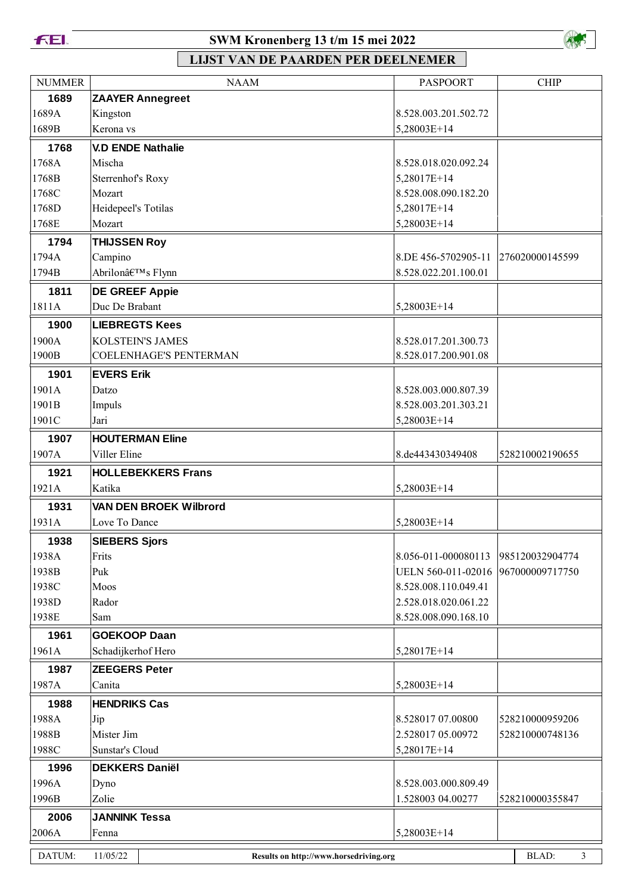# SWM Kronenberg 13 t/m 15 mei 2022

## LIJST VAN DE PAARDEN PER DEELNEMER

| NUMMER | NAAM | PASPOORT | CHIP |
|---|---|---|---|
| **1689** | **ZAAYER Annegreet** | | |
| 1689A | Kingston | 8.528.003.201.502.72 | |
| 1689B | Kerona vs | 5,28003E+14 | |
| **1768** | **V.D ENDE Nathalie** | | |
| 1768A | Mischa | 8.528.018.020.092.24 | |
| 1768B | Sterrenhof's Roxy | 5,28017E+14 | |
| 1768C | Mozart | 8.528.008.090.182.20 | |
| 1768D | Heidepeel's Totilas | 5,28017E+14 | |
| 1768E | Mozart | 5,28003E+14 | |
| **1794** | **THIJSSEN Roy** | | |
| 1794A | Campino | 8.DE 456-5702905-11 | 276020000145599 |
| 1794B | Abrilonâ€™s Flynn | 8.528.022.201.100.01 | |
| **1811** | **DE GREEF Appie** | | |
| 1811A | Duc De Brabant | 5,28003E+14 | |
| **1900** | **LIEBREGTS Kees** | | |
| 1900A | KOLSTEIN'S JAMES | 8.528.017.201.300.73 | |
| 1900B | COELENHAGE'S PENTERMAN | 8.528.017.200.901.08 | |
| **1901** | **EVERS Erik** | | |
| 1901A | Datzo | 8.528.003.000.807.39 | |
| 1901B | Impuls | 8.528.003.201.303.21 | |
| 1901C | Jari | 5,28003E+14 | |
| **1907** | **HOUTERMAN Eline** | | |
| 1907A | Viller Eline | 8.de443430349408 | 528210002190655 |
| **1921** | **HOLLEBEKKERS Frans** | | |
| 1921A | Katika | 5,28003E+14 | |
| **1931** | **VAN DEN BROEK Wilbrord** | | |
| 1931A | Love To Dance | 5,28003E+14 | |
| **1938** | **SIEBERS Sjors** | | |
| 1938A | Frits | 8.056-011-000080113 | 985120032904774 |
| 1938B | Puk | UELN 560-011-02016 | 967000009717750 |
| 1938C | Moos | 8.528.008.110.049.41 | |
| 1938D | Rador | 2.528.018.020.061.22 | |
| 1938E | Sam | 8.528.008.090.168.10 | |
| **1961** | **GOEKOOP Daan** | | |
| 1961A | Schadijkerhof Hero | 5,28017E+14 | |
| **1987** | **ZEEGERS Peter** | | |
| 1987A | Canita | 5,28003E+14 | |
| **1988** | **HENDRIKS Cas** | | |
| 1988A | Jip | 8.528017 07.00800 | 528210000959206 |
| 1988B | Mister Jim | 2.528017 05.00972 | 528210000748136 |
| 1988C | Sunstar's Cloud | 5,28017E+14 | |
| **1996** | **DEKKERS Daniël** | | |
| 1996A | Dyno | 8.528.003.000.809.49 | |
| 1996B | Zolie | 1.528003 04.00277 | 528210000355847 |
| **2006** | **JANNINK Tessa** | | |
| 2006A | Fenna | 5,28003E+14 | |

DATUM: 11/05/22 — Results on http://www.horsedriving.org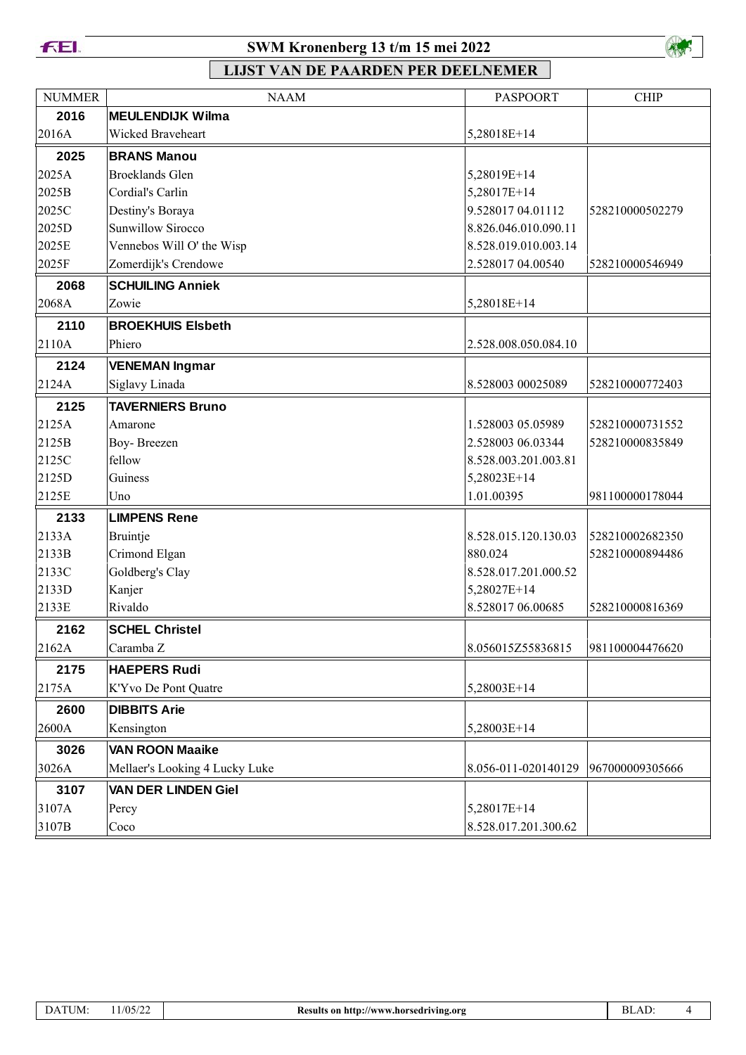# SWM Kronenberg 13 t/m 15 mei 2022

## LIJST VAN DE PAARDEN PER DEELNEMER

| NUMMER | NAAM | PASPOORT | CHIP |
|---|---|---|---|
| **2016** | **MEULENDIJK Wilma** | | |
| 2016A | Wicked Braveheart | 5,28018E+14 | |
| **2025** | **BRANS Manou** | | |
| 2025A | Broeklands Glen | 5,28019E+14 | |
| 2025B | Cordial's Carlin | 5,28017E+14 | |
| 2025C | Destiny's Boraya | 9.528017 04.01112 | 528210000502279 |
| 2025D | Sunwillow Sirocco | 8.826.046.010.090.11 | |
| 2025E | Vennebos Will O' the Wisp | 8.528.019.010.003.14 | |
| 2025F | Zomerdijk's Crendowe | 2.528017 04.00540 | 528210000546949 |
| **2068** | **SCHUILING Anniek** | | |
| 2068A | Zowie | 5,28018E+14 | |
| **2110** | **BROEKHUIS Elsbeth** | | |
| 2110A | Phiero | 2.528.008.050.084.10 | |
| **2124** | **VENEMAN Ingmar** | | |
| 2124A | Siglavy Linada | 8.528003 00025089 | 528210000772403 |
| **2125** | **TAVERNIERS Bruno** | | |
| 2125A | Amarone | 1.528003 05.05989 | 528210000731552 |
| 2125B | Boy- Breezen | 2.528003 06.03344 | 528210000835849 |
| 2125C | fellow | 8.528.003.201.003.81 | |
| 2125D | Guiness | 5,28023E+14 | |
| 2125E | Uno | 1.01.00395 | 981100000178044 |
| **2133** | **LIMPENS Rene** | | |
| 2133A | Bruintje | 8.528.015.120.130.03 | 528210002682350 |
| 2133B | Crimond Elgan | 880.024 | 528210000894486 |
| 2133C | Goldberg's Clay | 8.528.017.201.000.52 | |
| 2133D | Kanjer | 5,28027E+14 | |
| 2133E | Rivaldo | 8.528017 06.00685 | 528210000816369 |
| **2162** | **SCHEL Christel** | | |
| 2162A | Caramba Z | 8.056015Z55836815 | 981100004476620 |
| **2175** | **HAEPERS Rudi** | | |
| 2175A | K'Yvo De Pont Quatre | 5,28003E+14 | |
| **2600** | **DIBBITS Arie** | | |
| 2600A | Kensington | 5,28003E+14 | |
| **3026** | **VAN ROON Maaike** | | |
| 3026A | Mellaer's Looking 4 Lucky Luke | 8.056-011-020140129 | 967000009305666 |
| **3107** | **VAN DER LINDEN Giel** | | |
| 3107A | Percy | 5,28017E+14 | |
| 3107B | Coco | 8.528.017.201.300.62 | |

DATUM: 11/05/22 | Results on http://www.horsedriving.org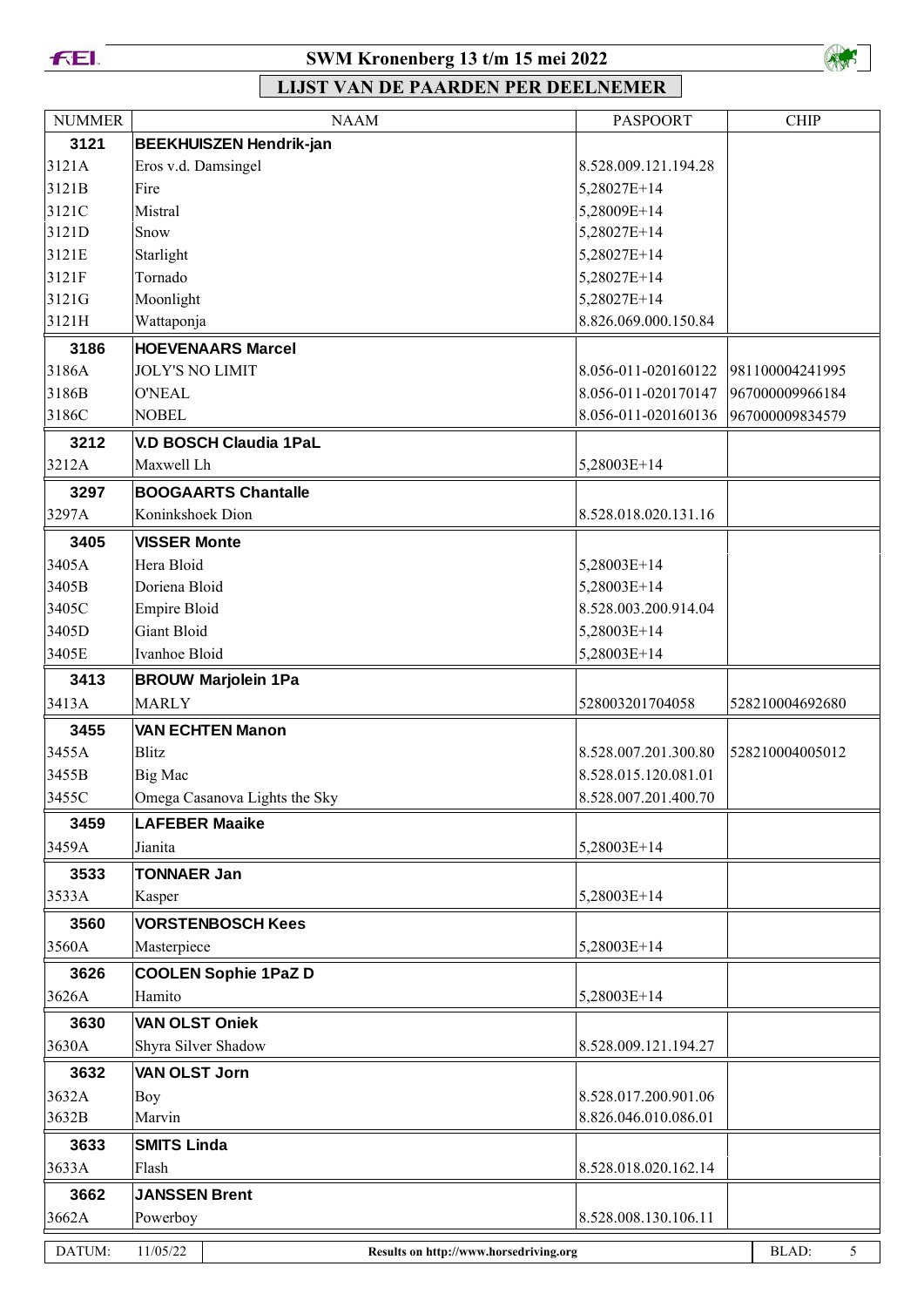# SWM Kronenberg 13 t/m 15 mei 2022

## LIJST VAN DE PAARDEN PER DEELNEMER

| NUMMER | NAAM | PASPOORT | CHIP |
|---|---|---|---|
| **3121** | **BEEKHUISZEN Hendrik-jan** | | |
| 3121A | Eros v.d. Damsingel | 8.528.009.121.194.28 | |
| 3121B | Fire | 5,28027E+14 | |
| 3121C | Mistral | 5,28009E+14 | |
| 3121D | Snow | 5,28027E+14 | |
| 3121E | Starlight | 5,28027E+14 | |
| 3121F | Tornado | 5,28027E+14 | |
| 3121G | Moonlight | 5,28027E+14 | |
| 3121H | Wattaponja | 8.826.069.000.150.84 | |
| **3186** | **HOEVENAARS Marcel** | | |
| 3186A | JOLY'S NO LIMIT | 8.056-011-020160122 | 981100004241995 |
| 3186B | O'NEAL | 8.056-011-020170147 | 967000009966184 |
| 3186C | NOBEL | 8.056-011-020160136 | 967000009834579 |
| **3212** | **V.D BOSCH Claudia 1PaL** | | |
| 3212A | Maxwell Lh | 5,28003E+14 | |
| **3297** | **BOOGAARTS Chantalle** | | |
| 3297A | Koninkshoek Dion | 8.528.018.020.131.16 | |
| **3405** | **VISSER Monte** | | |
| 3405A | Hera Bloid | 5,28003E+14 | |
| 3405B | Doriena Bloid | 5,28003E+14 | |
| 3405C | Empire Bloid | 8.528.003.200.914.04 | |
| 3405D | Giant Bloid | 5,28003E+14 | |
| 3405E | Ivanhoe Bloid | 5,28003E+14 | |
| **3413** | **BROUW Marjolein 1Pa** | | |
| 3413A | MARLY | 528003201704058 | 528210004692680 |
| **3455** | **VAN ECHTEN Manon** | | |
| 3455A | Blitz | 8.528.007.201.300.80 | 528210004005012 |
| 3455B | Big Mac | 8.528.015.120.081.01 | |
| 3455C | Omega Casanova Lights the Sky | 8.528.007.201.400.70 | |
| **3459** | **LAFEBER Maaike** | | |
| 3459A | Jianita | 5,28003E+14 | |
| **3533** | **TONNAER Jan** | | |
| 3533A | Kasper | 5,28003E+14 | |
| **3560** | **VORSTENBOSCH Kees** | | |
| 3560A | Masterpiece | 5,28003E+14 | |
| **3626** | **COOLEN Sophie 1PaZ D** | | |
| 3626A | Hamito | 5,28003E+14 | |
| **3630** | **VAN OLST Oniek** | | |
| 3630A | Shyra Silver Shadow | 8.528.009.121.194.27 | |
| **3632** | **VAN OLST Jorn** | | |
| 3632A | Boy | 8.528.017.200.901.06 | |
| 3632B | Marvin | 8.826.046.010.086.01 | |
| **3633** | **SMITS Linda** | | |
| 3633A | Flash | 8.528.018.020.162.14 | |
| **3662** | **JANSSEN Brent** | | |
| 3662A | Powerboy | 8.528.008.130.106.11 | |

DATUM: 11/05/22 — Results on http://www.horsedriving.org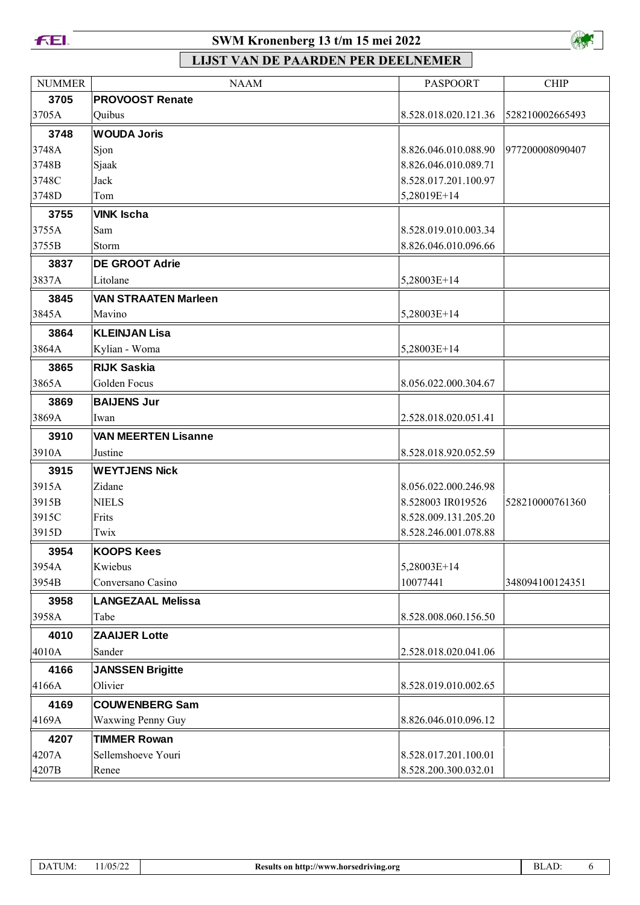# SWM Kronenberg 13 t/m 15 mei 2022

## LIJST VAN DE PAARDEN PER DEELNEMER

| NUMMER | NAAM | PASPOORT | CHIP |
|---|---|---|---|
| **3705** | **PROVOOST Renate** | | |
| 3705A | Quibus | 8.528.018.020.121.36 | 528210002665493 |
| **3748** | **WOUDA Joris** | | |
| 3748A | Sjon | 8.826.046.010.088.90 | 977200008090407 |
| 3748B | Sjaak | 8.826.046.010.089.71 | |
| 3748C | Jack | 8.528.017.201.100.97 | |
| 3748D | Tom | 5,28019E+14 | |
| **3755** | **VINK Ischa** | | |
| 3755A | Sam | 8.528.019.010.003.34 | |
| 3755B | Storm | 8.826.046.010.096.66 | |
| **3837** | **DE GROOT Adrie** | | |
| 3837A | Litolane | 5,28003E+14 | |
| **3845** | **VAN STRAATEN Marleen** | | |
| 3845A | Mavino | 5,28003E+14 | |
| **3864** | **KLEINJAN Lisa** | | |
| 3864A | Kylian - Woma | 5,28003E+14 | |
| **3865** | **RIJK Saskia** | | |
| 3865A | Golden Focus | 8.056.022.000.304.67 | |
| **3869** | **BAIJENS Jur** | | |
| 3869A | Iwan | 2.528.018.020.051.41 | |
| **3910** | **VAN MEERTEN Lisanne** | | |
| 3910A | Justine | 8.528.018.920.052.59 | |
| **3915** | **WEYTJENS Nick** | | |
| 3915A | Zidane | 8.056.022.000.246.98 | |
| 3915B | NIELS | 8.528003 IR019526 | 528210000761360 |
| 3915C | Frits | 8.528.009.131.205.20 | |
| 3915D | Twix | 8.528.246.001.078.88 | |
| **3954** | **KOOPS Kees** | | |
| 3954A | Kwiebus | 5,28003E+14 | |
| 3954B | Conversano Casino | 10077441 | 348094100124351 |
| **3958** | **LANGEZAAL Melissa** | | |
| 3958A | Tabe | 8.528.008.060.156.50 | |
| **4010** | **ZAAIJER Lotte** | | |
| 4010A | Sander | 2.528.018.020.041.06 | |
| **4166** | **JANSSEN Brigitte** | | |
| 4166A | Olivier | 8.528.019.010.002.65 | |
| **4169** | **COUWENBERG Sam** | | |
| 4169A | Waxwing Penny Guy | 8.826.046.010.096.12 | |
| **4207** | **TIMMER Rowan** | | |
| 4207A | Sellemshoeve Youri | 8.528.017.201.100.01 | |
| 4207B | Renee | 8.528.200.300.032.01 | |

DATUM: 11/05/22 | Results on http://www.horsedriving.org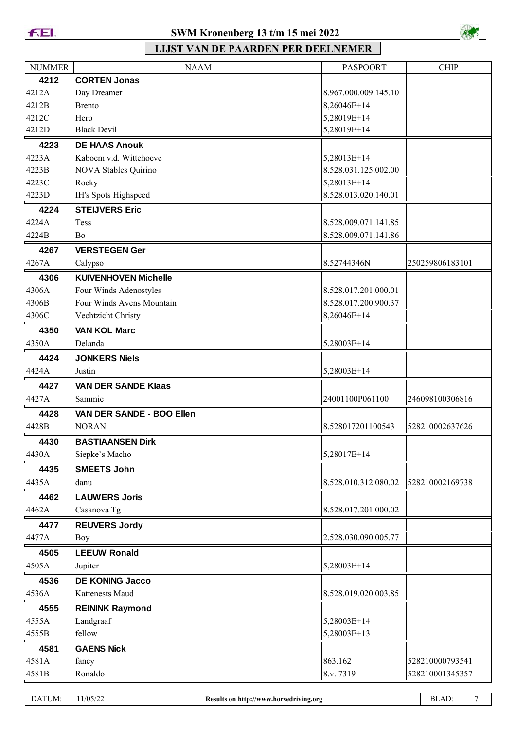# SWM Kronenberg 13 t/m 15 mei 2022

## LIJST VAN DE PAARDEN PER DEELNEMER

| NUMMER | NAAM | PASPOORT | CHIP |
|---|---|---|---|
| **4212** | **CORTEN Jonas** | | |
| 4212A | Day Dreamer | 8.967.000.009.145.10 | |
| 4212B | Brento | 8,26046E+14 | |
| 4212C | Hero | 5,28019E+14 | |
| 4212D | Black Devil | 5,28019E+14 | |
| **4223** | **DE HAAS Anouk** | | |
| 4223A | Kaboem v.d. Wittehoeve | 5,28013E+14 | |
| 4223B | NOVA Stables Quirino | 8.528.031.125.002.00 | |
| 4223C | Rocky | 5,28013E+14 | |
| 4223D | IH's Spots Highspeed | 8.528.013.020.140.01 | |
| **4224** | **STEIJVERS Eric** | | |
| 4224A | Tess | 8.528.009.071.141.85 | |
| 4224B | Bo | 8.528.009.071.141.86 | |
| **4267** | **VERSTEGEN Ger** | | |
| 4267A | Calypso | 8.52744346N | 250259806183101 |
| **4306** | **KUIVENHOVEN Michelle** | | |
| 4306A | Four Winds Adenostyles | 8.528.017.201.000.01 | |
| 4306B | Four Winds Avens Mountain | 8.528.017.200.900.37 | |
| 4306C | Vechtzicht Christy | 8,26046E+14 | |
| **4350** | **VAN KOL Marc** | | |
| 4350A | Delanda | 5,28003E+14 | |
| **4424** | **JONKERS Niels** | | |
| 4424A | Justin | 5,28003E+14 | |
| **4427** | **VAN DER SANDE Klaas** | | |
| 4427A | Sammie | 24001100P061100 | 246098100306816 |
| **4428** | **VAN DER SANDE - BOO Ellen** | | |
| 4428B | NORAN | 8.528017201100543 | 528210002637626 |
| **4430** | **BASTIAANSEN Dirk** | | |
| 4430A | Siepke`s Macho | 5,28017E+14 | |
| **4435** | **SMEETS John** | | |
| 4435A | danu | 8.528.010.312.080.02 | 528210002169738 |
| **4462** | **LAUWERS Joris** | | |
| 4462A | Casanova Tg | 8.528.017.201.000.02 | |
| **4477** | **REUVERS Jordy** | | |
| 4477A | Boy | 2.528.030.090.005.77 | |
| **4505** | **LEEUW Ronald** | | |
| 4505A | Jupiter | 5,28003E+14 | |
| **4536** | **DE KONING Jacco** | | |
| 4536A | Kattenests Maud | 8.528.019.020.003.85 | |
| **4555** | **REININK Raymond** | | |
| 4555A | Landgraaf | 5,28003E+14 | |
| 4555B | fellow | 5,28003E+13 | |
| **4581** | **GAENS Nick** | | |
| 4581A | fancy | 863.162 | 528210000793541 |
| 4581B | Ronaldo | 8.v. 7319 | 528210001345357 |

DATUM: 11/05/22 | Results on http://www.horsedriving.org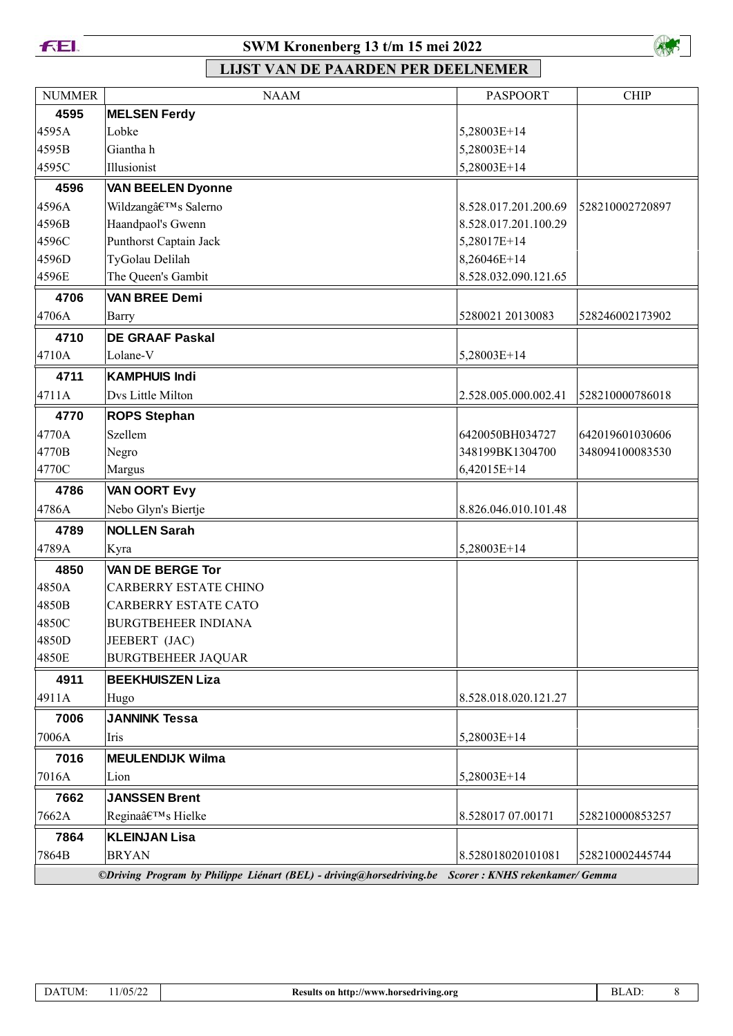# SWM Kronenberg 13 t/m 15 mei 2022

## LIJST VAN DE PAARDEN PER DEELNEMER

| NUMMER | NAAM | PASPOORT | CHIP |
|---|---|---|---|
| **4595** | **MELSEN Ferdy** | | |
| 4595A | Lobke | 5,28003E+14 | |
| 4595B | Giantha h | 5,28003E+14 | |
| 4595C | Illusionist | 5,28003E+14 | |
| **4596** | **VAN BEELEN Dyonne** | | |
| 4596A | Wildzangâ€™s Salerno | 8.528.017.201.200.69 | 528210002720897 |
| 4596B | Haandpaol's Gwenn | 8.528.017.201.100.29 | |
| 4596C | Punthorst Captain Jack | 5,28017E+14 | |
| 4596D | TyGolau Delilah | 8,26046E+14 | |
| 4596E | The Queen's Gambit | 8.528.032.090.121.65 | |
| **4706** | **VAN BREE Demi** | | |
| 4706A | Barry | 5280021 20130083 | 528246002173902 |
| **4710** | **DE GRAAF Paskal** | | |
| 4710A | Lolane-V | 5,28003E+14 | |
| **4711** | **KAMPHUIS Indi** | | |
| 4711A | Dvs Little Milton | 2.528.005.000.002.41 | 528210000786018 |
| **4770** | **ROPS Stephan** | | |
| 4770A | Szellem | 6420050BH034727 | 642019601030606 |
| 4770B | Negro | 348199BK1304700 | 348094100083530 |
| 4770C | Margus | 6,42015E+14 | |
| **4786** | **VAN OORT Evy** | | |
| 4786A | Nebo Glyn's Biertje | 8.826.046.010.101.48 | |
| **4789** | **NOLLEN Sarah** | | |
| 4789A | Kyra | 5,28003E+14 | |
| **4850** | **VAN DE BERGE Tor** | | |
| 4850A | CARBERRY ESTATE CHINO | | |
| 4850B | CARBERRY ESTATE CATO | | |
| 4850C | BURGTBEHEER INDIANA | | |
| 4850D | JEEBERT (JAC) | | |
| 4850E | BURGTBEHEER JAQUAR | | |
| **4911** | **BEEKHUISZEN Liza** | | |
| 4911A | Hugo | 8.528.018.020.121.27 | |
| **7006** | **JANNINK Tessa** | | |
| 7006A | Iris | 5,28003E+14 | |
| **7016** | **MEULENDIJK Wilma** | | |
| 7016A | Lion | 5,28003E+14 | |
| **7662** | **JANSSEN Brent** | | |
| 7662A | Reginaâ€™s Hielke | 8.528017 07.00171 | 528210000853257 |
| **7864** | **KLEINJAN Lisa** | | |
| 7864B | BRYAN | 8.528018020101081 | 528210002445744 |

*©Driving Program by Philippe Liénart (BEL) - driving@horsedriving.be Scorer : KNHS rekenkamer/ Gemma*

DATUM: 11/05/22 | Results on http://www.horsedriving.org